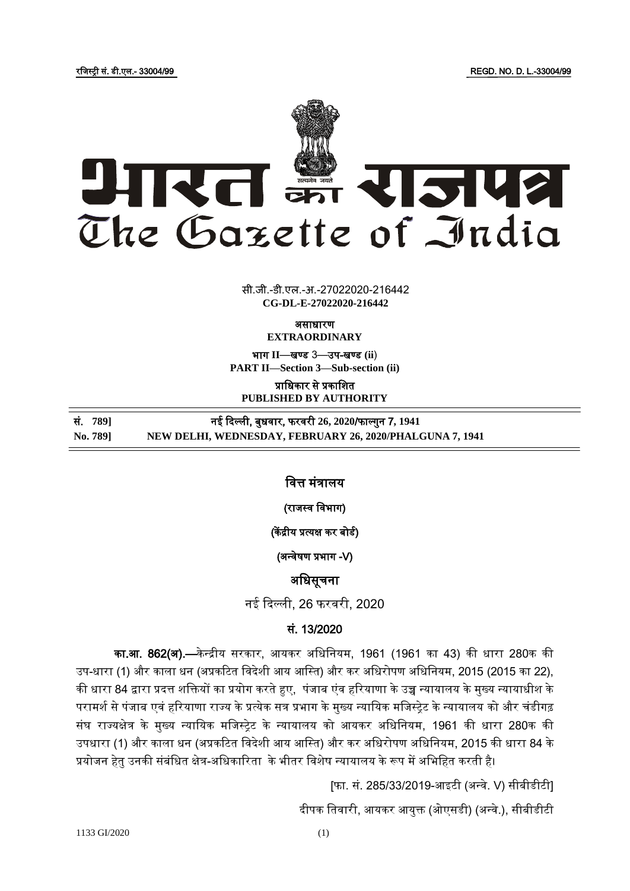रजिस्ट्री सं. डी.एल.- 33004/99 REGD. NO. D. L.-33004/99

# भारत का राजपत्र
# The Gazette of India

सी.जी.-डी.एल.-अ.-27022020-216442
**CG-DL-E-27022020-216442**

असाधारण
**EXTRAORDINARY**

भाग II—खण्ड 3—उप-खण्ड (ii)
**PART II—Section 3—Sub-section (ii)**

प्राधिकार से प्रकाशित
**PUBLISHED BY AUTHORITY**

| | |
|---|---|
| सं. 789] | नई दिल्ली, बुधवार, फरवरी 26, 2020/फाल्गुन 7, 1941 |
| No. 789] | NEW DELHI, WEDNESDAY, FEBRUARY 26, 2020/PHALGUNA 7, 1941 |

## वित्त मंत्रालय

### (राजस्व विभाग)

### (केंद्रीय प्रत्यक्ष कर बोर्ड)

### (अन्वेषण प्रभाग -V)

## अधिसूचना

नई दिल्ली, 26 फरवरी, 2020

### सं. 13/2020

**का.आ. 862(अ).**—केन्द्रीय सरकार, आयकर अधिनियम, 1961 (1961 का 43) की धारा 280क की उप-धारा (1) और काला धन (अप्रकटित विदेशी आय आस्ति) और कर अधिरोपण अधिनियम, 2015 (2015 का 22), की धारा 84 द्वारा प्रदत्त शक्तियों का प्रयोग करते हुए, पंजाब एंव हरियाणा के उच्च न्यायालय के मुख्य न्यायाधीश के परामर्श से पंजाब एवं हरियाणा राज्य के प्रत्येक सत्र प्रभाग के मुख्य न्यायिक मजिस्ट्रेट के न्यायालय को और चंडीगढ़ संघ राज्यक्षेत्र के मुख्य न्यायिक मजिस्ट्रेट के न्यायालय को आयकर अधिनियम, 1961 की धारा 280क की उपधारा (1) और काला धन (अप्रकटित विदेशी आय आस्ति) और कर अधिरोपण अधिनियम, 2015 की धारा 84 के प्रयोजन हेतु उनकी संबंधित क्षेत्र-अधिकारिता के भीतर विशेष न्यायालय के रूप में अभिहित करती है।

[फा. सं. 285/33/2019-आइटी (अन्वे. V) सीबीडीटी]

दीपक तिवारी, आयकर आयुक्त (ओएसडी) (अन्वे.), सीबीडीटी

1133 GI/2020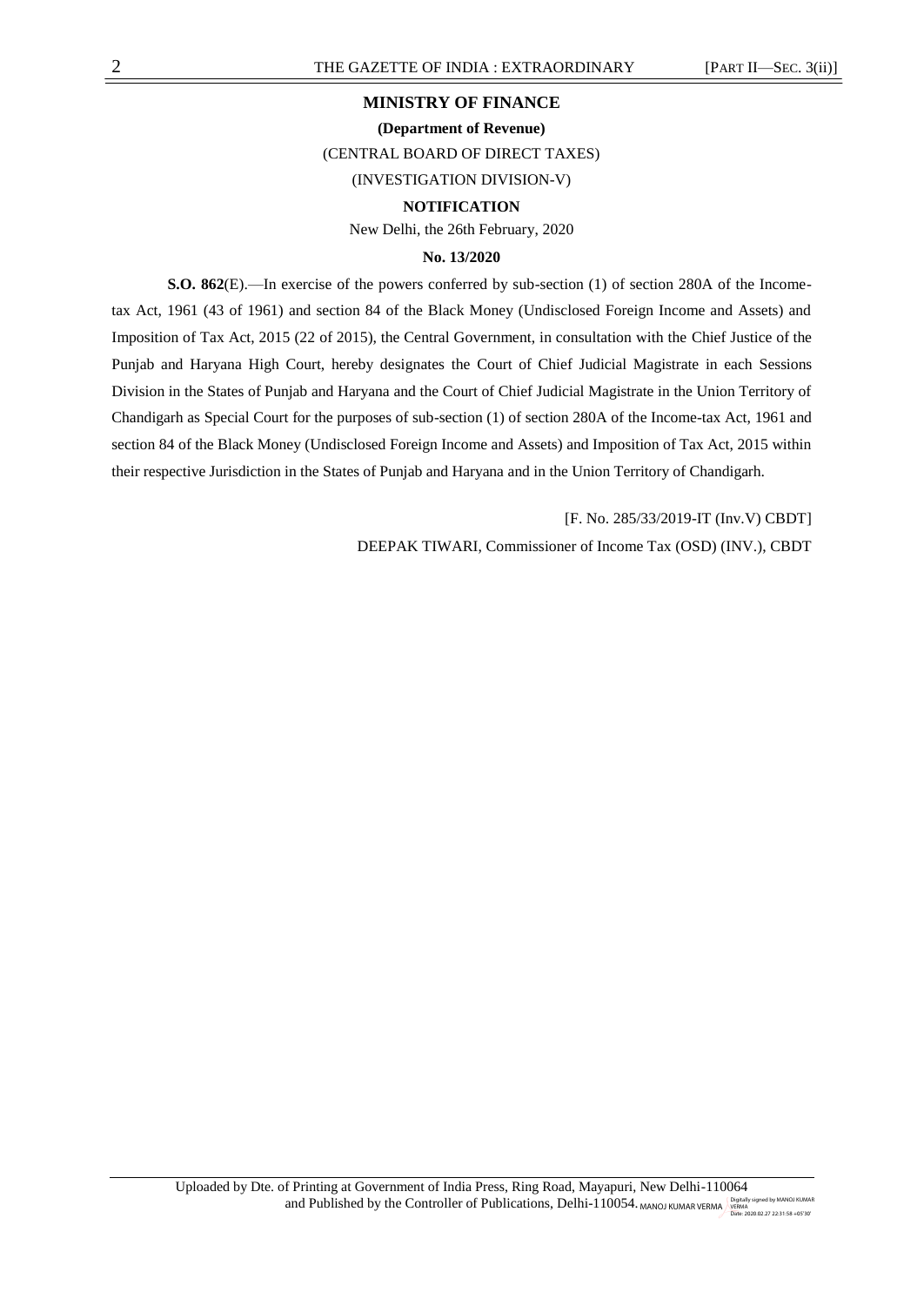**MINISTRY OF FINANCE**

**(Department of Revenue)**

(CENTRAL BOARD OF DIRECT TAXES)

(INVESTIGATION DIVISION-V)

**NOTIFICATION**

New Delhi, the 26th February, 2020

**No. 13/2020**

**S.O. 862**(E).—In exercise of the powers conferred by sub-section (1) of section 280A of the Income-tax Act, 1961 (43 of 1961) and section 84 of the Black Money (Undisclosed Foreign Income and Assets) and Imposition of Tax Act, 2015 (22 of 2015), the Central Government, in consultation with the Chief Justice of the Punjab and Haryana High Court, hereby designates the Court of Chief Judicial Magistrate in each Sessions Division in the States of Punjab and Haryana and the Court of Chief Judicial Magistrate in the Union Territory of Chandigarh as Special Court for the purposes of sub-section (1) of section 280A of the Income-tax Act, 1961 and section 84 of the Black Money (Undisclosed Foreign Income and Assets) and Imposition of Tax Act, 2015 within their respective Jurisdiction in the States of Punjab and Haryana and in the Union Territory of Chandigarh.

[F. No. 285/33/2019-IT (Inv.V) CBDT]

DEEPAK TIWARI, Commissioner of Income Tax (OSD) (INV.), CBDT

Uploaded by Dte. of Printing at Government of India Press, Ring Road, Mayapuri, New Delhi-110064 and Published by the Controller of Publications, Delhi-110054.